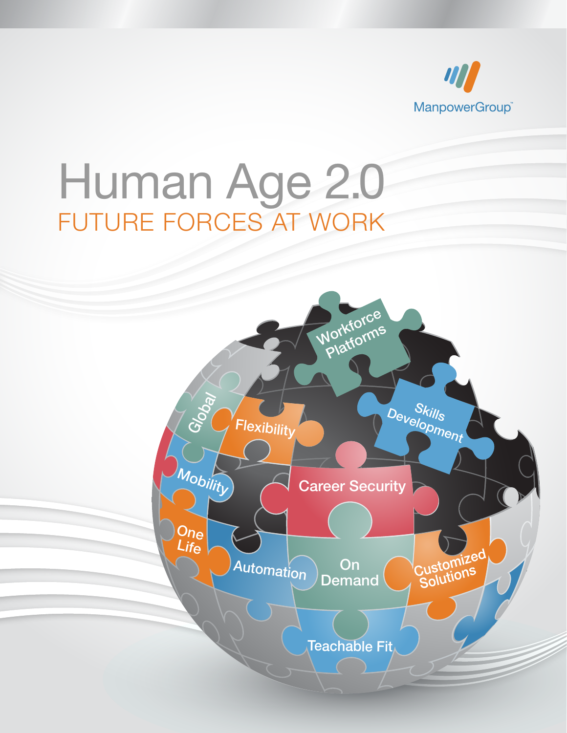ManpowerGroup™

# Human Age 2.0

## FUTURE FORCES AT WORK

Workforce Platforms

Skills Development

Global

Flexibility

Mobility

Career Security

One Life

Automation

On Demand

Customized Solutions

Teachable Fit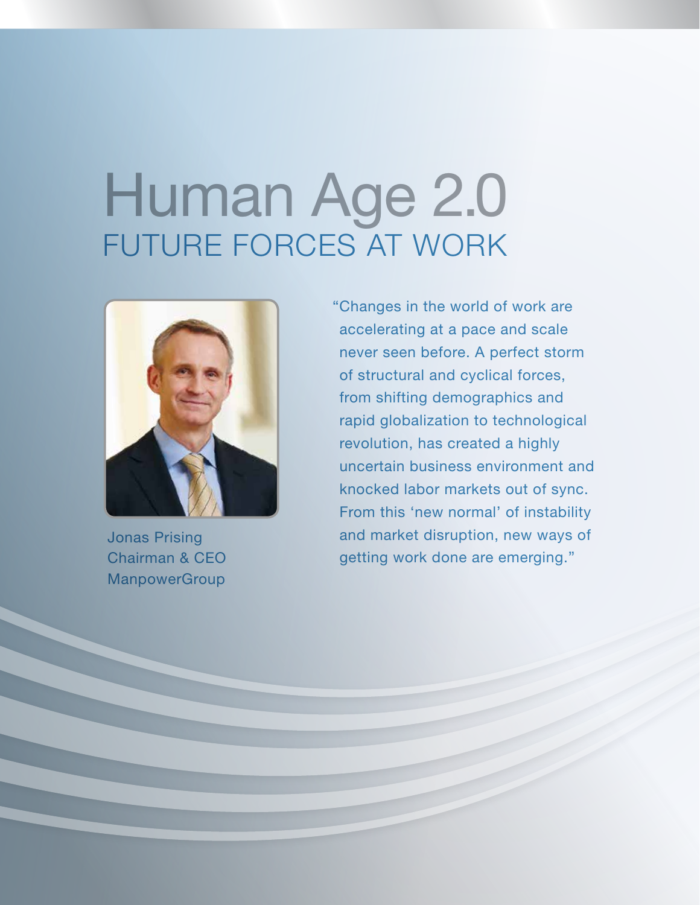# Human Age 2.0

## FUTURE FORCES AT WORK

"Changes in the world of work are accelerating at a pace and scale never seen before. A perfect storm of structural and cyclical forces, from shifting demographics and rapid globalization to technological revolution, has created a highly uncertain business environment and knocked labor markets out of sync. From this 'new normal' of instability and market disruption, new ways of getting work done are emerging."

Jonas Prising
Chairman & CEO
ManpowerGroup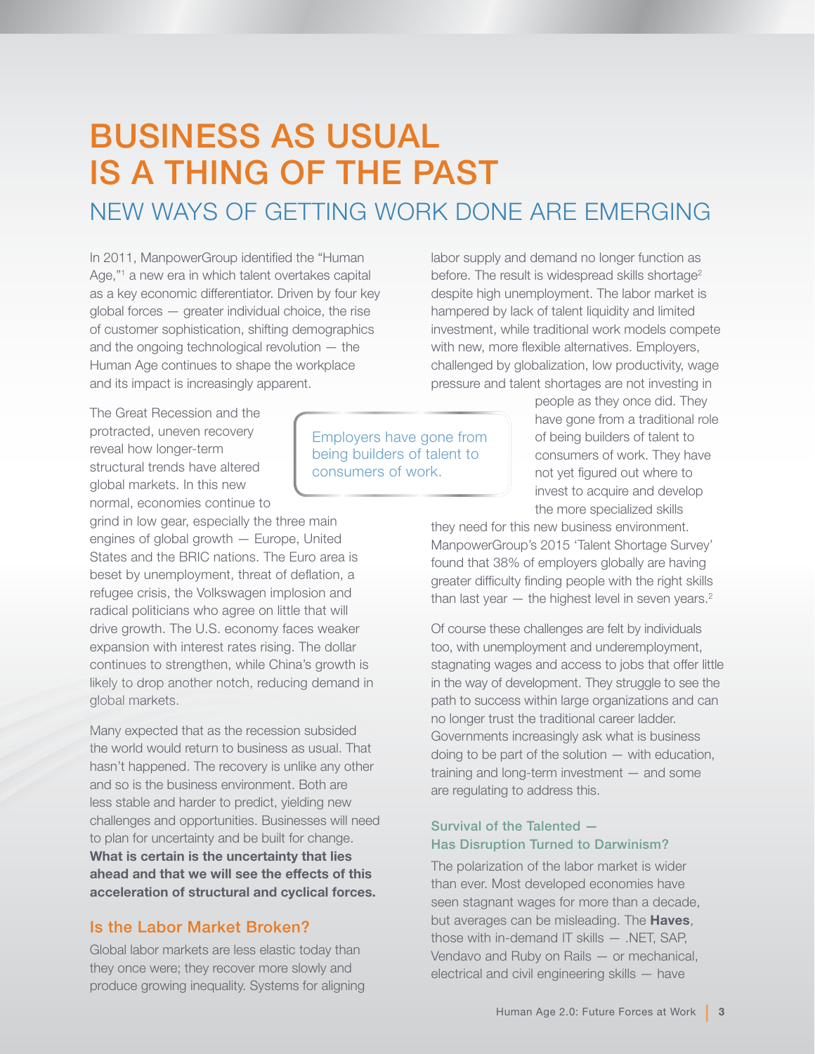# BUSINESS AS USUAL IS A THING OF THE PAST

## NEW WAYS OF GETTING WORK DONE ARE EMERGING

In 2011, ManpowerGroup identified the "Human Age,"[1] a new era in which talent overtakes capital as a key economic differentiator. Driven by four key global forces — greater individual choice, the rise of customer sophistication, shifting demographics and the ongoing technological revolution — the Human Age continues to shape the workplace and its impact is increasingly apparent.

The Great Recession and the protracted, uneven recovery reveal how longer-term structural trends have altered global markets. In this new normal, economies continue to grind in low gear, especially the three main engines of global growth — Europe, United States and the BRIC nations. The Euro area is beset by unemployment, threat of deflation, a refugee crisis, the Volkswagen implosion and radical politicians who agree on little that will drive growth. The U.S. economy faces weaker expansion with interest rates rising. The dollar continues to strengthen, while China's growth is likely to drop another notch, reducing demand in global markets.

Many expected that as the recession subsided the world would return to business as usual. That hasn't happened. The recovery is unlike any other and so is the business environment. Both are less stable and harder to predict, yielding new challenges and opportunities. Businesses will need to plan for uncertainty and be built for change. **What is certain is the uncertainty that lies ahead and that we will see the effects of this acceleration of structural and cyclical forces.**

### Is the Labor Market Broken?

Global labor markets are less elastic today than they once were; they recover more slowly and produce growing inequality. Systems for aligning labor supply and demand no longer function as before. The result is widespread skills shortage[2] despite high unemployment. The labor market is hampered by lack of talent liquidity and limited investment, while traditional work models compete with new, more flexible alternatives. Employers, challenged by globalization, low productivity, wage pressure and talent shortages are not investing in people as they once did. They have gone from a traditional role of being builders of talent to consumers of work. They have not yet figured out where to invest to acquire and develop the more specialized skills they need for this new business environment. ManpowerGroup's 2015 'Talent Shortage Survey' found that 38% of employers globally are having greater difficulty finding people with the right skills than last year — the highest level in seven years.[2]

> Employers have gone from being builders of talent to consumers of work.

Of course these challenges are felt by individuals too, with unemployment and underemployment, stagnating wages and access to jobs that offer little in the way of development. They struggle to see the path to success within large organizations and can no longer trust the traditional career ladder. Governments increasingly ask what is business doing to be part of the solution — with education, training and long-term investment — and some are regulating to address this.

### Survival of the Talented — Has Disruption Turned to Darwinism?

The polarization of the labor market is wider than ever. Most developed economies have seen stagnant wages for more than a decade, but averages can be misleading. The **Haves**, those with in-demand IT skills — .NET, SAP, Vendavo and Ruby on Rails — or mechanical, electrical and civil engineering skills — have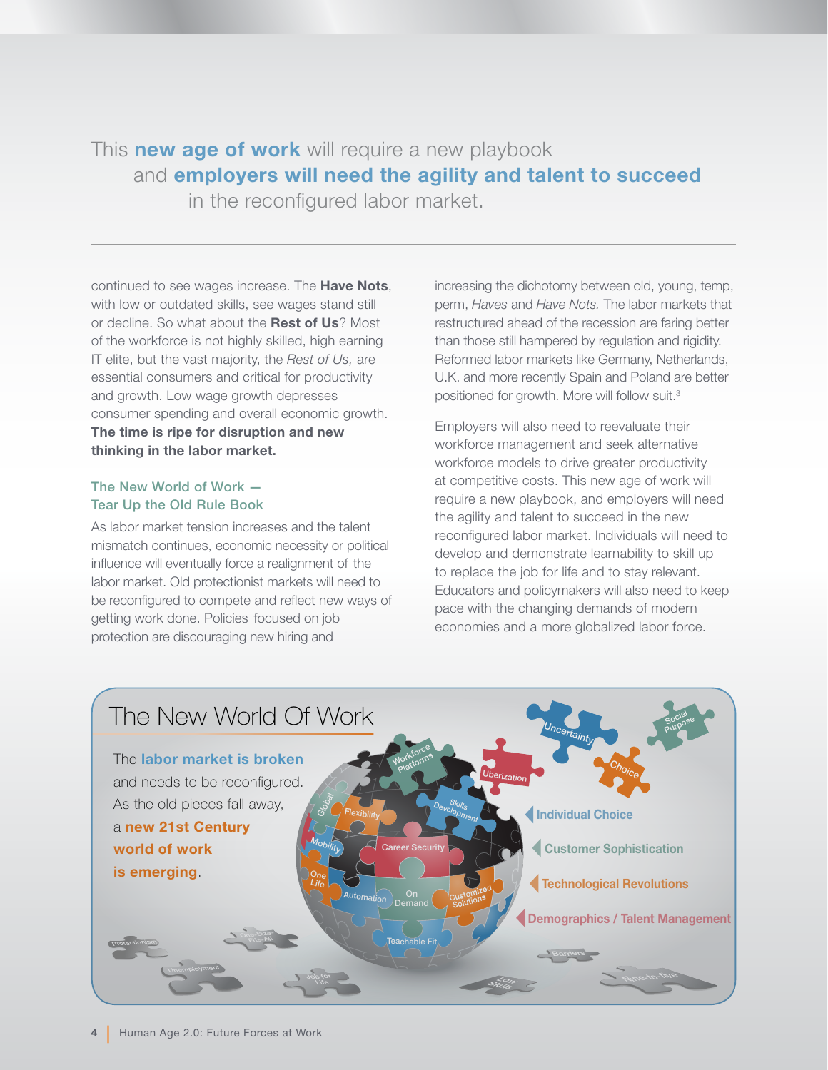This **new age of work** will require a new playbook and **employers will need the agility and talent to succeed** in the reconfigured labor market.

continued to see wages increase. The **Have Nots**, with low or outdated skills, see wages stand still or decline. So what about the **Rest of Us**? Most of the workforce is not highly skilled, high earning IT elite, but the vast majority, the *Rest of Us,* are essential consumers and critical for productivity and growth. Low wage growth depresses consumer spending and overall economic growth. **The time is ripe for disruption and new thinking in the labor market.**

### The New World of Work — Tear Up the Old Rule Book

As labor market tension increases and the talent mismatch continues, economic necessity or political influence will eventually force a realignment of the labor market. Old protectionist markets will need to be reconfigured to compete and reflect new ways of getting work done. Policies focused on job protection are discouraging new hiring and increasing the dichotomy between old, young, temp, perm, *Haves* and *Have Nots.* The labor markets that restructured ahead of the recession are faring better than those still hampered by regulation and rigidity. Reformed labor markets like Germany, Netherlands, U.K. and more recently Spain and Poland are better positioned for growth. More will follow suit.[3]

Employers will also need to reevaluate their workforce management and seek alternative workforce models to drive greater productivity at competitive costs. This new age of work will require a new playbook, and employers will need the agility and talent to succeed in the new reconfigured labor market. Individuals will need to develop and demonstrate learnability to skill up to replace the job for life and to stay relevant. Educators and policymakers will also need to keep pace with the changing demands of modern economies and a more globalized labor force.

## The New World Of Work

The **labor market is broken** and needs to be reconfigured. As the old pieces fall away, a **new 21st Century world of work is emerging**.

Workforce Platforms, Uberization, Uncertainty, Social Purpose, Choice, Global, Flexibility, Skills Development, Mobility, Career Security, One Life, Automation, On Demand, Customized Solutions, Teachable Fit

Individual Choice
Customer Sophistication
Technological Revolutions
Demographics / Talent Management

Protectionism, One-Size-Fits-All, Unemployment, Job for Life, Low Skills, Barriers, Nine-to-five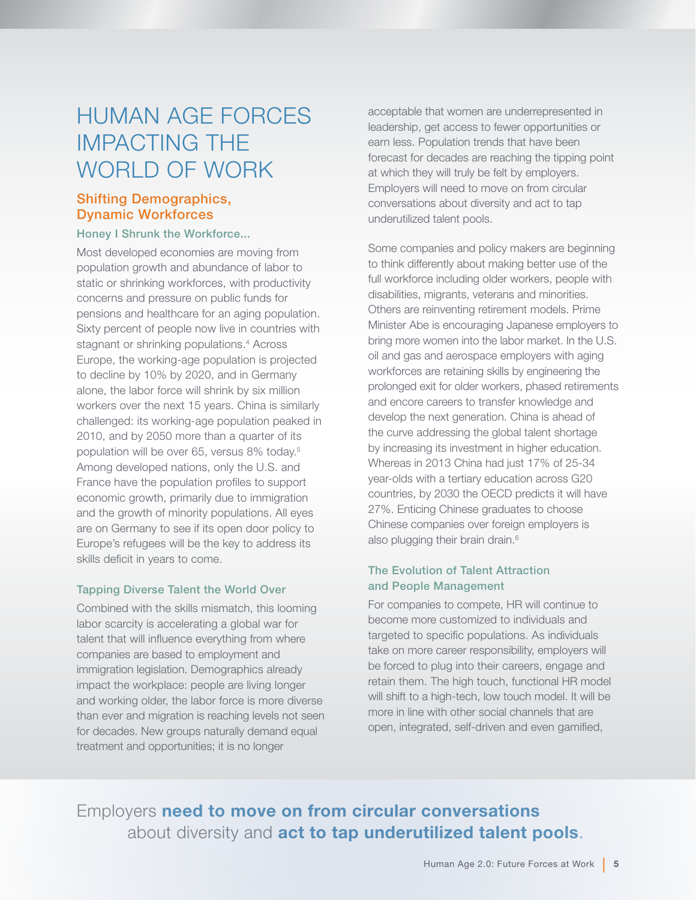# HUMAN AGE FORCES IMPACTING THE WORLD OF WORK

## Shifting Demographics, Dynamic Workforces

### Honey I Shrunk the Workforce...

Most developed economies are moving from population growth and abundance of labor to static or shrinking workforces, with productivity concerns and pressure on public funds for pensions and healthcare for an aging population. Sixty percent of people now live in countries with stagnant or shrinking populations.[4] Across Europe, the working-age population is projected to decline by 10% by 2020, and in Germany alone, the labor force will shrink by six million workers over the next 15 years. China is similarly challenged: its working-age population peaked in 2010, and by 2050 more than a quarter of its population will be over 65, versus 8% today.[5] Among developed nations, only the U.S. and France have the population profiles to support economic growth, primarily due to immigration and the growth of minority populations. All eyes are on Germany to see if its open door policy to Europe's refugees will be the key to address its skills deficit in years to come.

### Tapping Diverse Talent the World Over

Combined with the skills mismatch, this looming labor scarcity is accelerating a global war for talent that will influence everything from where companies are based to employment and immigration legislation. Demographics already impact the workplace: people are living longer and working older, the labor force is more diverse than ever and migration is reaching levels not seen for decades. New groups naturally demand equal treatment and opportunities; it is no longer acceptable that women are underrepresented in leadership, get access to fewer opportunities or earn less. Population trends that have been forecast for decades are reaching the tipping point at which they will truly be felt by employers. Employers will need to move on from circular conversations about diversity and act to tap underutilized talent pools.

Some companies and policy makers are beginning to think differently about making better use of the full workforce including older workers, people with disabilities, migrants, veterans and minorities. Others are reinventing retirement models. Prime Minister Abe is encouraging Japanese employers to bring more women into the labor market. In the U.S. oil and gas and aerospace employers with aging workforces are retaining skills by engineering the prolonged exit for older workers, phased retirements and encore careers to transfer knowledge and develop the next generation. China is ahead of the curve addressing the global talent shortage by increasing its investment in higher education. Whereas in 2013 China had just 17% of 25-34 year-olds with a tertiary education across G20 countries, by 2030 the OECD predicts it will have 27%. Enticing Chinese graduates to choose Chinese companies over foreign employers is also plugging their brain drain.[6]

### The Evolution of Talent Attraction and People Management

For companies to compete, HR will continue to become more customized to individuals and targeted to specific populations. As individuals take on more career responsibility, employers will be forced to plug into their careers, engage and retain them. The high touch, functional HR model will shift to a high-tech, low touch model. It will be more in line with other social channels that are open, integrated, self-driven and even gamified,

Employers **need to move on from circular conversations** about diversity and **act to tap underutilized talent pools**.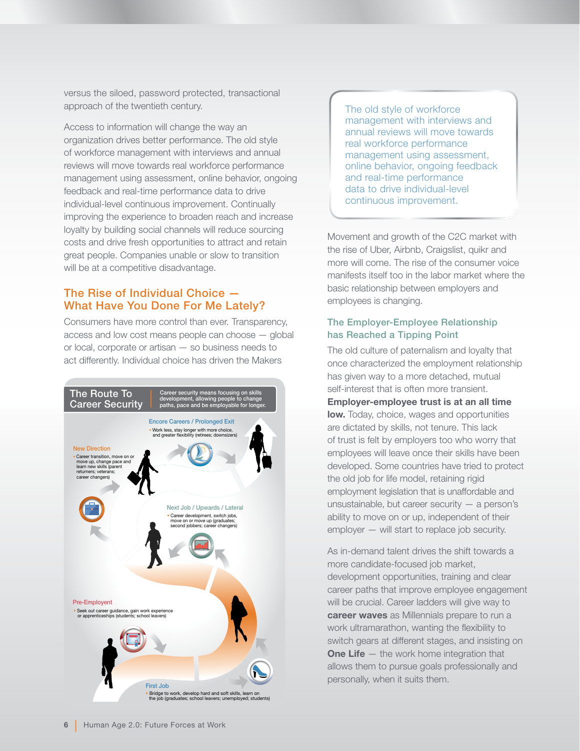versus the siloed, password protected, transactional approach of the twentieth century.

Access to information will change the way an organization drives better performance. The old style of workforce management with interviews and annual reviews will move towards real workforce performance management using assessment, online behavior, ongoing feedback and real-time performance data to drive individual-level continuous improvement. Continually improving the experience to broaden reach and increase loyalty by building social channels will reduce sourcing costs and drive fresh opportunities to attract and retain great people. Companies unable or slow to transition will be at a competitive disadvantage.

## The Rise of Individual Choice — What Have You Done For Me Lately?

Consumers have more control than ever. Transparency, access and low cost means people can choose — global or local, corporate or artisan — so business needs to act differently. Individual choice has driven the Makers

### The Route To Career Security

Career security means focusing on skills development, allowing people to change paths, pace and be employable for longer.

**Encore Careers / Prolonged Exit**
- Work less, stay longer with more choice, and greater flexibility (retirees; downsizers)

**New Direction**
- Career transition, move on or move up, change pace and learn new skills (parent returners; veterans; career changers)

**Next Job / Upwards / Lateral**
- Career development, switch jobs, move on or move up (graduates; second jobbers; career changers)

**Pre-Employent**
- Seek out career guidance, gain work experience or apprenticeships (students; school leavers)

**First Job**
- Bridge to work, develop hard and soft skills, learn on the job (graduates; school leavers; unemployed; students)

> The old style of workforce management with interviews and annual reviews will move towards real workforce performance management using assessment, online behavior, ongoing feedback and real-time performance data to drive individual-level continuous improvement.

Movement and growth of the C2C market with the rise of Uber, Airbnb, Craigslist, quikr and more will come. The rise of the consumer voice manifests itself too in the labor market where the basic relationship between employers and employees is changing.

### The Employer-Employee Relationship has Reached a Tipping Point

The old culture of paternalism and loyalty that once characterized the employment relationship has given way to a more detached, mutual self-interest that is often more transient. **Employer-employee trust is at an all time low.** Today, choice, wages and opportunities are dictated by skills, not tenure. This lack of trust is felt by employers too who worry that employees will leave once their skills have been developed. Some countries have tried to protect the old job for life model, retaining rigid employment legislation that is unaffordable and unsustainable, but career security — a person's ability to move on or up, independent of their employer — will start to replace job security.

As in-demand talent drives the shift towards a more candidate-focused job market, development opportunities, training and clear career paths that improve employee engagement will be crucial. Career ladders will give way to **career waves** as Millennials prepare to run a work ultramarathon, wanting the flexibility to switch gears at different stages, and insisting on **One Life** — the work home integration that allows them to pursue goals professionally and personally, when it suits them.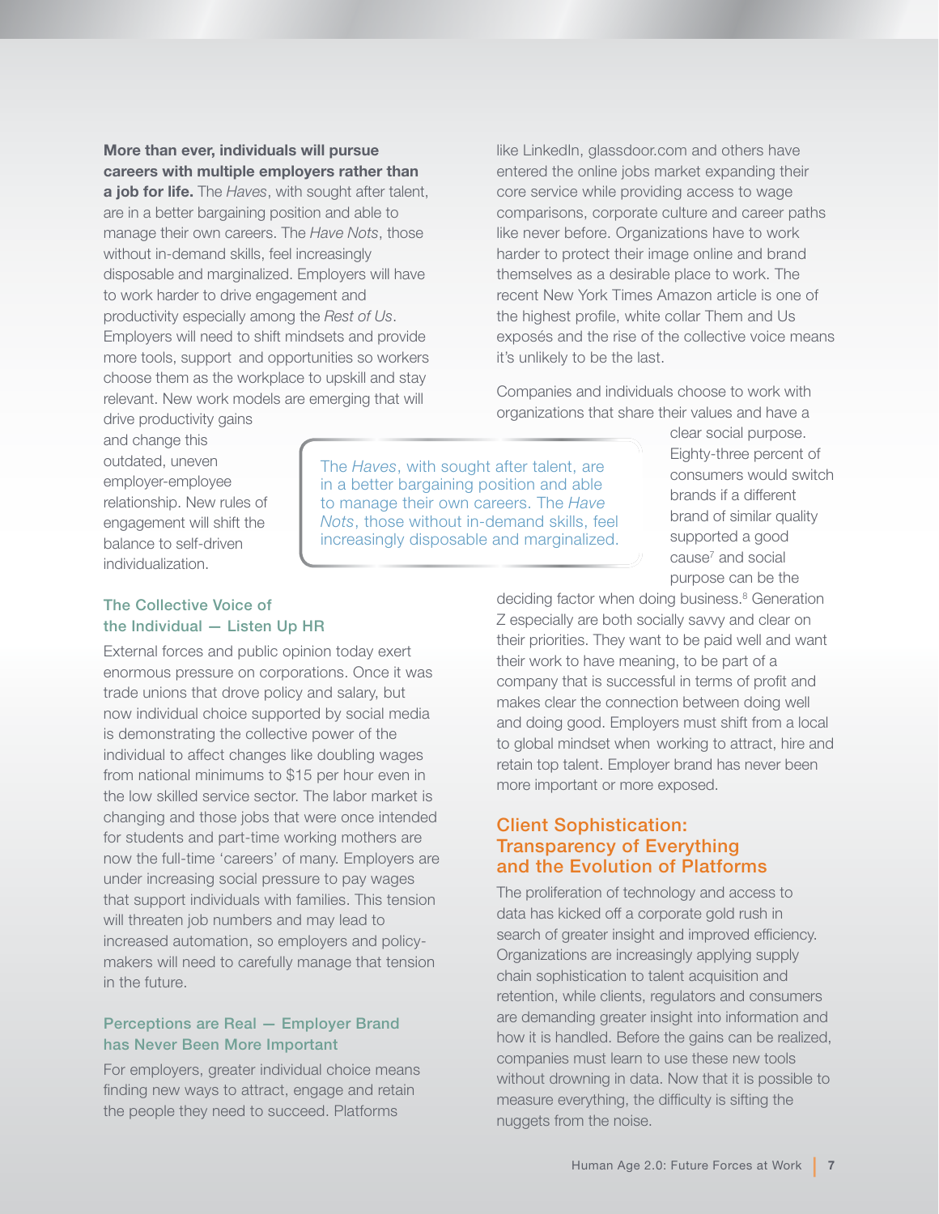**More than ever, individuals will pursue careers with multiple employers rather than a job for life.** The *Haves*, with sought after talent, are in a better bargaining position and able to manage their own careers. The *Have Nots*, those without in-demand skills, feel increasingly disposable and marginalized. Employers will have to work harder to drive engagement and productivity especially among the *Rest of Us*. Employers will need to shift mindsets and provide more tools, support and opportunities so workers choose them as the workplace to upskill and stay relevant. New work models are emerging that will drive productivity gains and change this outdated, uneven employer-employee relationship. New rules of engagement will shift the balance to self-driven individualization.

> The *Haves*, with sought after talent, are in a better bargaining position and able to manage their own careers. The *Have Nots*, those without in-demand skills, feel increasingly disposable and marginalized.

### The Collective Voice of the Individual — Listen Up HR

External forces and public opinion today exert enormous pressure on corporations. Once it was trade unions that drove policy and salary, but now individual choice supported by social media is demonstrating the collective power of the individual to affect changes like doubling wages from national minimums to $15 per hour even in the low skilled service sector. The labor market is changing and those jobs that were once intended for students and part-time working mothers are now the full-time 'careers' of many. Employers are under increasing social pressure to pay wages that support individuals with families. This tension will threaten job numbers and may lead to increased automation, so employers and policy-makers will need to carefully manage that tension in the future.

### Perceptions are Real — Employer Brand has Never Been More Important

For employers, greater individual choice means finding new ways to attract, engage and retain the people they need to succeed. Platforms like LinkedIn, glassdoor.com and others have entered the online jobs market expanding their core service while providing access to wage comparisons, corporate culture and career paths like never before. Organizations have to work harder to protect their image online and brand themselves as a desirable place to work. The recent New York Times Amazon article is one of the highest profile, white collar Them and Us exposés and the rise of the collective voice means it's unlikely to be the last.

Companies and individuals choose to work with organizations that share their values and have a clear social purpose. Eighty-three percent of consumers would switch brands if a different brand of similar quality supported a good cause[7] and social purpose can be the deciding factor when doing business.[8] Generation Z especially are both socially savvy and clear on their priorities. They want to be paid well and want their work to have meaning, to be part of a company that is successful in terms of profit and makes clear the connection between doing well and doing good. Employers must shift from a local to global mindset when working to attract, hire and retain top talent. Employer brand has never been more important or more exposed.

## Client Sophistication: Transparency of Everything and the Evolution of Platforms

The proliferation of technology and access to data has kicked off a corporate gold rush in search of greater insight and improved efficiency. Organizations are increasingly applying supply chain sophistication to talent acquisition and retention, while clients, regulators and consumers are demanding greater insight into information and how it is handled. Before the gains can be realized, companies must learn to use these new tools without drowning in data. Now that it is possible to measure everything, the difficulty is sifting the nuggets from the noise.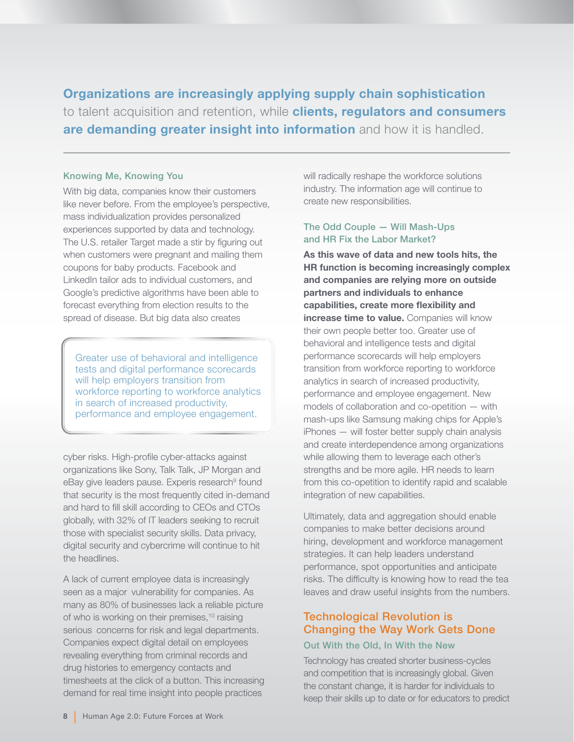**Organizations are increasingly applying supply chain sophistication** to talent acquisition and retention, while **clients, regulators and consumers are demanding greater insight into information** and how it is handled.

### Knowing Me, Knowing You

With big data, companies know their customers like never before. From the employee's perspective, mass individualization provides personalized experiences supported by data and technology. The U.S. retailer Target made a stir by figuring out when customers were pregnant and mailing them coupons for baby products. Facebook and LinkedIn tailor ads to individual customers, and Google's predictive algorithms have been able to forecast everything from election results to the spread of disease. But big data also creates cyber risks. High-profile cyber-attacks against organizations like Sony, Talk Talk, JP Morgan and eBay give leaders pause. Experis research[9] found that security is the most frequently cited in-demand and hard to fill skill according to CEOs and CTOs globally, with 32% of IT leaders seeking to recruit those with specialist security skills. Data privacy, digital security and cybercrime will continue to hit the headlines.

> Greater use of behavioral and intelligence tests and digital performance scorecards will help employers transition from workforce reporting to workforce analytics in search of increased productivity, performance and employee engagement.

A lack of current employee data is increasingly seen as a major vulnerability for companies. As many as 80% of businesses lack a reliable picture of who is working on their premises,[10] raising serious concerns for risk and legal departments. Companies expect digital detail on employees revealing everything from criminal records and drug histories to emergency contacts and timesheets at the click of a button. This increasing demand for real time insight into people practices will radically reshape the workforce solutions industry. The information age will continue to create new responsibilities.

### The Odd Couple — Will Mash-Ups and HR Fix the Labor Market?

**As this wave of data and new tools hits, the HR function is becoming increasingly complex and companies are relying more on outside partners and individuals to enhance capabilities, create more flexibility and increase time to value.** Companies will know their own people better too. Greater use of behavioral and intelligence tests and digital performance scorecards will help employers transition from workforce reporting to workforce analytics in search of increased productivity, performance and employee engagement. New models of collaboration and co-opetition — with mash-ups like Samsung making chips for Apple's iPhones — will foster better supply chain analysis and create interdependence among organizations while allowing them to leverage each other's strengths and be more agile. HR needs to learn from this co-opetition to identify rapid and scalable integration of new capabilities.

Ultimately, data and aggregation should enable companies to make better decisions around hiring, development and workforce management strategies. It can help leaders understand performance, spot opportunities and anticipate risks. The difficulty is knowing how to read the tea leaves and draw useful insights from the numbers.

## Technological Revolution is Changing the Way Work Gets Done

### Out With the Old, In With the New

Technology has created shorter business-cycles and competition that is increasingly global. Given the constant change, it is harder for individuals to keep their skills up to date or for educators to predict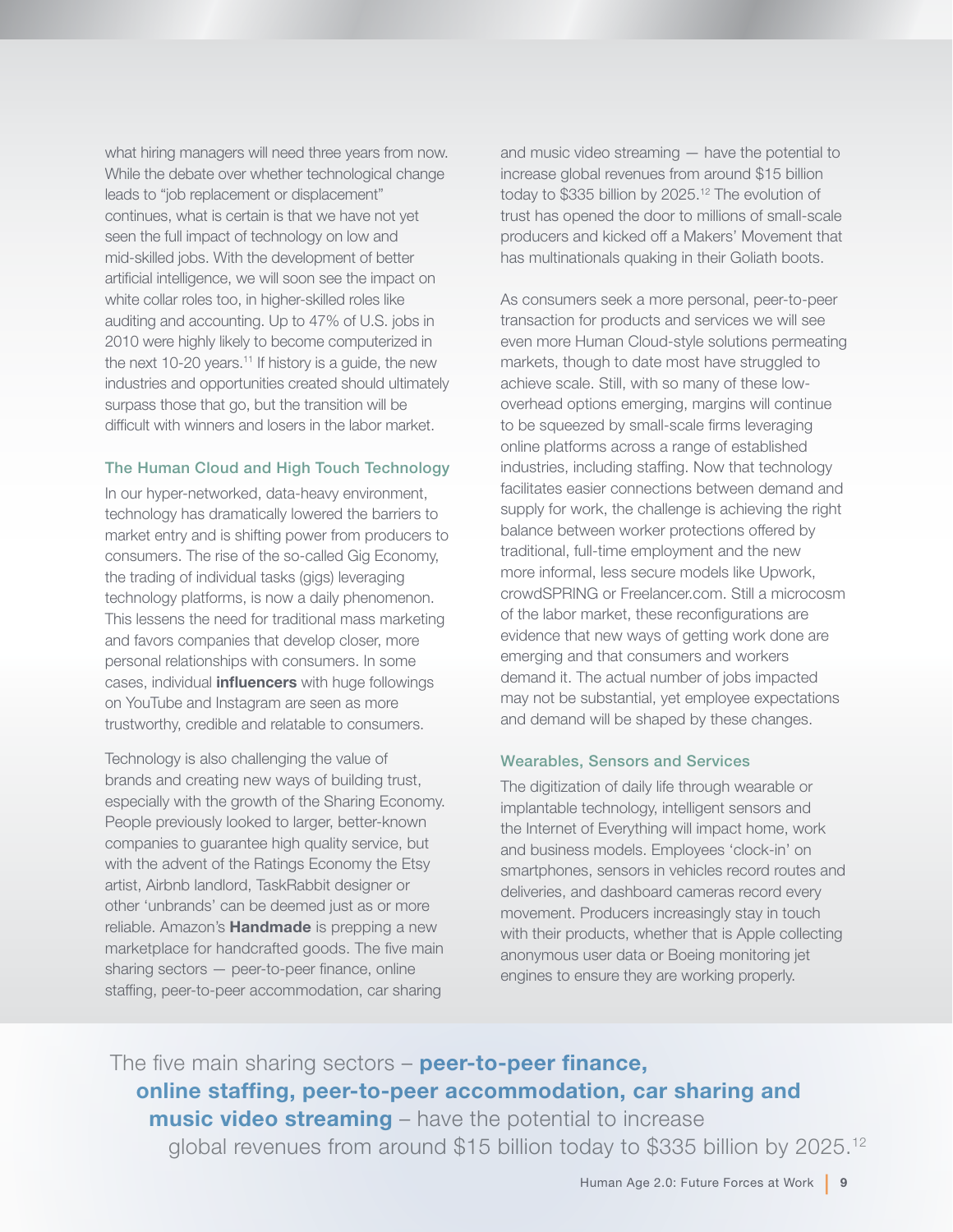what hiring managers will need three years from now. While the debate over whether technological change leads to "job replacement or displacement" continues, what is certain is that we have not yet seen the full impact of technology on low and mid-skilled jobs. With the development of better artificial intelligence, we will soon see the impact on white collar roles too, in higher-skilled roles like auditing and accounting. Up to 47% of U.S. jobs in 2010 were highly likely to become computerized in the next 10-20 years.[11] If history is a guide, the new industries and opportunities created should ultimately surpass those that go, but the transition will be difficult with winners and losers in the labor market.

### The Human Cloud and High Touch Technology

In our hyper-networked, data-heavy environment, technology has dramatically lowered the barriers to market entry and is shifting power from producers to consumers. The rise of the so-called Gig Economy, the trading of individual tasks (gigs) leveraging technology platforms, is now a daily phenomenon. This lessens the need for traditional mass marketing and favors companies that develop closer, more personal relationships with consumers. In some cases, individual **influencers** with huge followings on YouTube and Instagram are seen as more trustworthy, credible and relatable to consumers.

Technology is also challenging the value of brands and creating new ways of building trust, especially with the growth of the Sharing Economy. People previously looked to larger, better-known companies to guarantee high quality service, but with the advent of the Ratings Economy the Etsy artist, Airbnb landlord, TaskRabbit designer or other 'unbrands' can be deemed just as or more reliable. Amazon's **Handmade** is prepping a new marketplace for handcrafted goods. The five main sharing sectors — peer-to-peer finance, online staffing, peer-to-peer accommodation, car sharing and music video streaming — have the potential to increase global revenues from around $15 billion today to $335 billion by 2025.[12] The evolution of trust has opened the door to millions of small-scale producers and kicked off a Makers' Movement that has multinationals quaking in their Goliath boots.

As consumers seek a more personal, peer-to-peer transaction for products and services we will see even more Human Cloud-style solutions permeating markets, though to date most have struggled to achieve scale. Still, with so many of these low-overhead options emerging, margins will continue to be squeezed by small-scale firms leveraging online platforms across a range of established industries, including staffing. Now that technology facilitates easier connections between demand and supply for work, the challenge is achieving the right balance between worker protections offered by traditional, full-time employment and the new more informal, less secure models like Upwork, crowdSPRING or Freelancer.com. Still a microcosm of the labor market, these reconfigurations are evidence that new ways of getting work done are emerging and that consumers and workers demand it. The actual number of jobs impacted may not be substantial, yet employee expectations and demand will be shaped by these changes.

### Wearables, Sensors and Services

The digitization of daily life through wearable or implantable technology, intelligent sensors and the Internet of Everything will impact home, work and business models. Employees 'clock-in' on smartphones, sensors in vehicles record routes and deliveries, and dashboard cameras record every movement. Producers increasingly stay in touch with their products, whether that is Apple collecting anonymous user data or Boeing monitoring jet engines to ensure they are working properly.

> The five main sharing sectors – **peer-to-peer finance, online staffing, peer-to-peer accommodation, car sharing and music video streaming** – have the potential to increase global revenues from around $15 billion today to $335 billion by 2025.[12]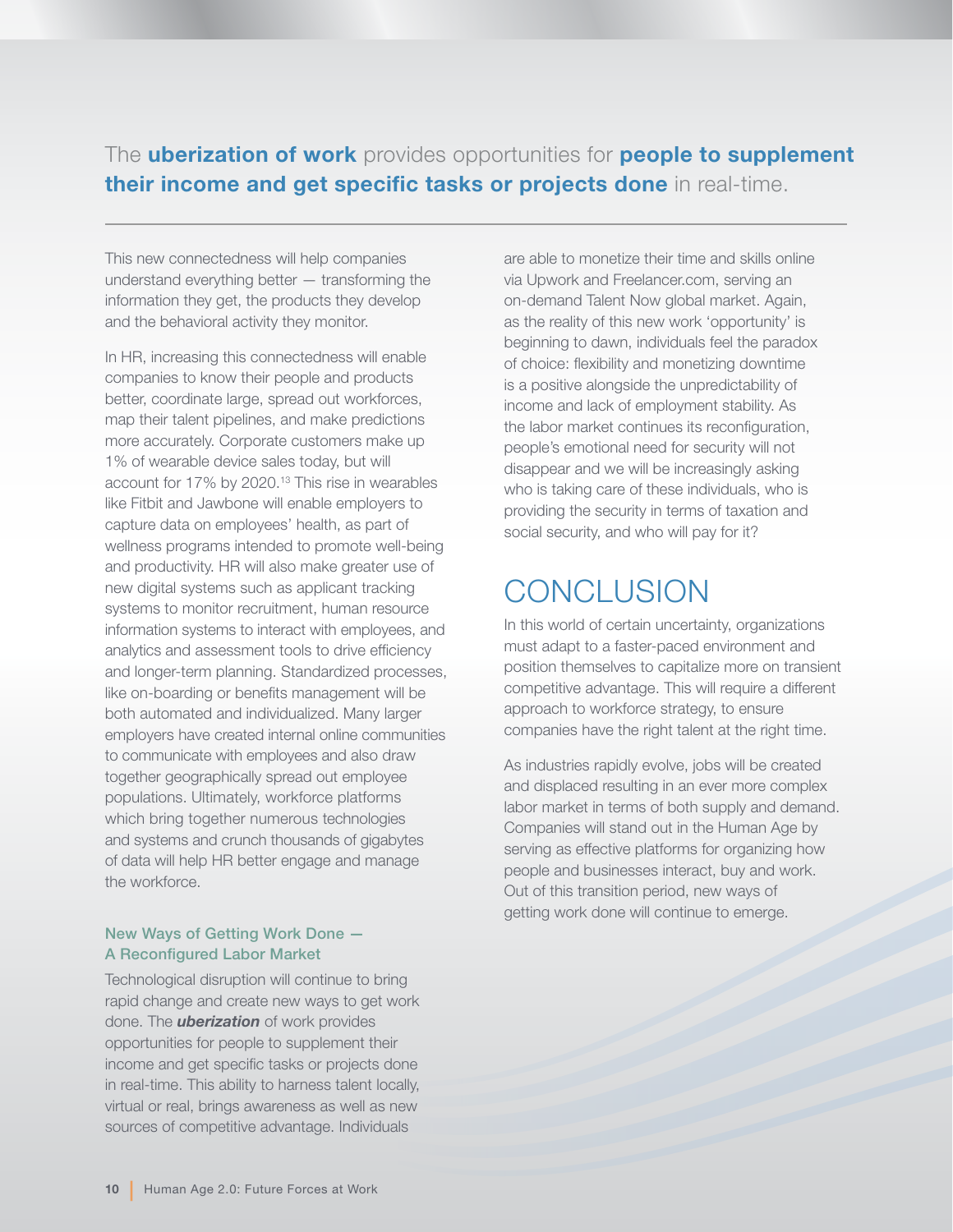The **uberization of work** provides opportunities for **people to supplement their income and get specific tasks or projects done** in real-time.

---

This new connectedness will help companies understand everything better — transforming the information they get, the products they develop and the behavioral activity they monitor.

In HR, increasing this connectedness will enable companies to know their people and products better, coordinate large, spread out workforces, map their talent pipelines, and make predictions more accurately. Corporate customers make up 1% of wearable device sales today, but will account for 17% by 2020.[13] This rise in wearables like Fitbit and Jawbone will enable employers to capture data on employees' health, as part of wellness programs intended to promote well-being and productivity. HR will also make greater use of new digital systems such as applicant tracking systems to monitor recruitment, human resource information systems to interact with employees, and analytics and assessment tools to drive efficiency and longer-term planning. Standardized processes, like on-boarding or benefits management will be both automated and individualized. Many larger employers have created internal online communities to communicate with employees and also draw together geographically spread out employee populations. Ultimately, workforce platforms which bring together numerous technologies and systems and crunch thousands of gigabytes of data will help HR better engage and manage the workforce.

### New Ways of Getting Work Done — A Reconfigured Labor Market

Technological disruption will continue to bring rapid change and create new ways to get work done. The ***uberization*** of work provides opportunities for people to supplement their income and get specific tasks or projects done in real-time. This ability to harness talent locally, virtual or real, brings awareness as well as new sources of competitive advantage. Individuals are able to monetize their time and skills online via Upwork and Freelancer.com, serving an on-demand Talent Now global market. Again, as the reality of this new work 'opportunity' is beginning to dawn, individuals feel the paradox of choice: flexibility and monetizing downtime is a positive alongside the unpredictability of income and lack of employment stability. As the labor market continues its reconfiguration, people's emotional need for security will not disappear and we will be increasingly asking who is taking care of these individuals, who is providing the security in terms of taxation and social security, and who will pay for it?

## CONCLUSION

In this world of certain uncertainty, organizations must adapt to a faster-paced environment and position themselves to capitalize more on transient competitive advantage. This will require a different approach to workforce strategy, to ensure companies have the right talent at the right time.

As industries rapidly evolve, jobs will be created and displaced resulting in an ever more complex labor market in terms of both supply and demand. Companies will stand out in the Human Age by serving as effective platforms for organizing how people and businesses interact, buy and work. Out of this transition period, new ways of getting work done will continue to emerge.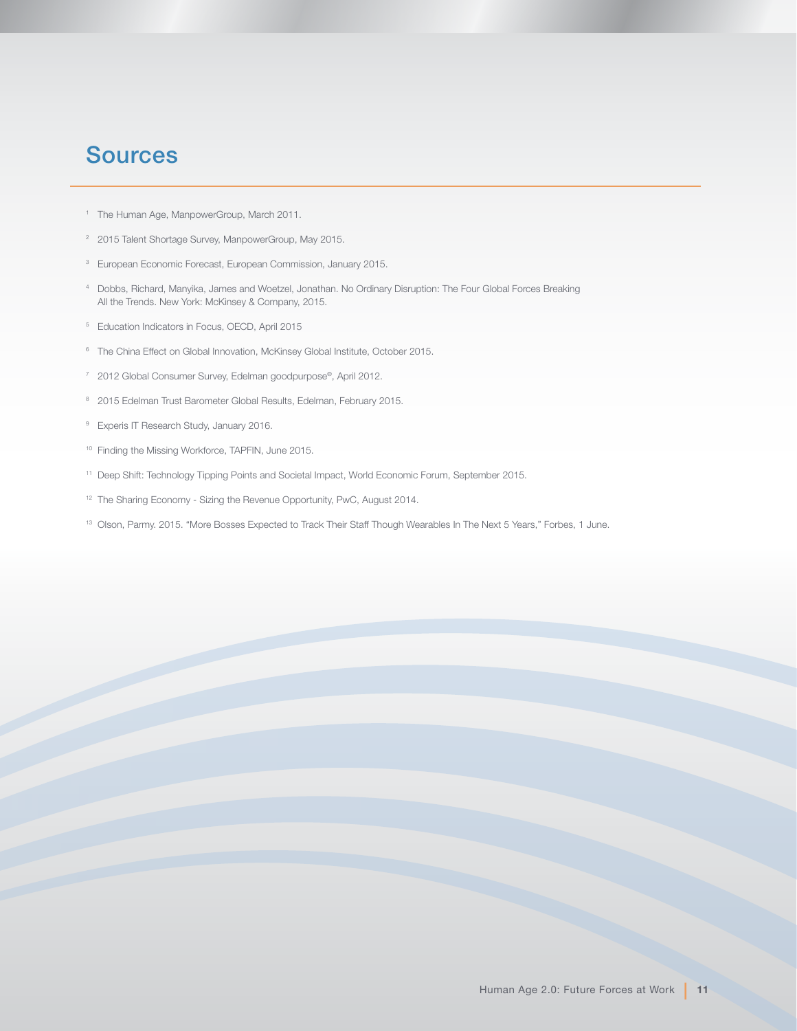## Sources

1. The Human Age, ManpowerGroup, March 2011.
2. 2015 Talent Shortage Survey, ManpowerGroup, May 2015.
3. European Economic Forecast, European Commission, January 2015.
4. Dobbs, Richard, Manyika, James and Woetzel, Jonathan. No Ordinary Disruption: The Four Global Forces Breaking All the Trends. New York: McKinsey & Company, 2015.
5. Education Indicators in Focus, OECD, April 2015
6. The China Effect on Global Innovation, McKinsey Global Institute, October 2015.
7. 2012 Global Consumer Survey, Edelman goodpurpose®, April 2012.
8. 2015 Edelman Trust Barometer Global Results, Edelman, February 2015.
9. Experis IT Research Study, January 2016.
10. Finding the Missing Workforce, TAPFIN, June 2015.
11. Deep Shift: Technology Tipping Points and Societal Impact, World Economic Forum, September 2015.
12. The Sharing Economy - Sizing the Revenue Opportunity, PwC, August 2014.
13. Olson, Parmy. 2015. "More Bosses Expected to Track Their Staff Though Wearables In The Next 5 Years," Forbes, 1 June.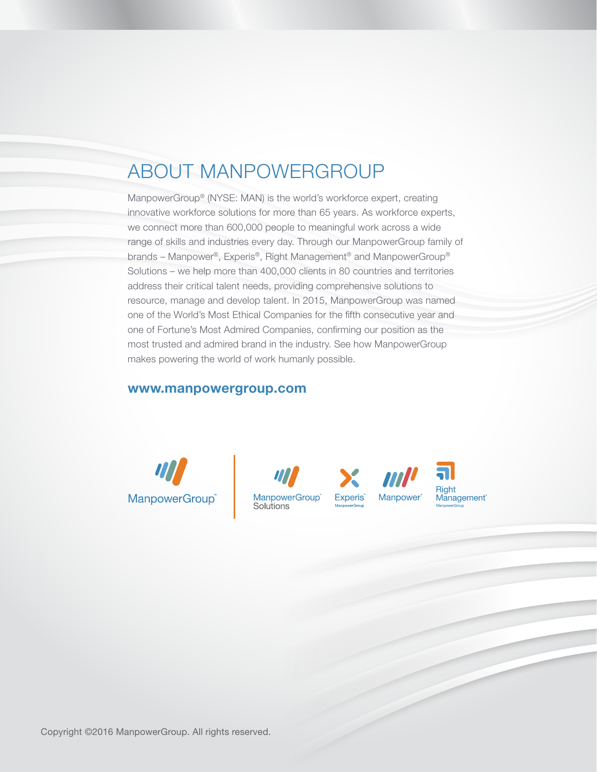# ABOUT MANPOWERGROUP

ManpowerGroup® (NYSE: MAN) is the world's workforce expert, creating innovative workforce solutions for more than 65 years. As workforce experts, we connect more than 600,000 people to meaningful work across a wide range of skills and industries every day. Through our ManpowerGroup family of brands – Manpower®, Experis®, Right Management® and ManpowerGroup® Solutions – we help more than 400,000 clients in 80 countries and territories address their critical talent needs, providing comprehensive solutions to resource, manage and develop talent. In 2015, ManpowerGroup was named one of the World's Most Ethical Companies for the fifth consecutive year and one of Fortune's Most Admired Companies, confirming our position as the most trusted and admired brand in the industry. See how ManpowerGroup makes powering the world of work humanly possible.

**www.manpowergroup.com**

ManpowerGroup

ManpowerGroup Solutions

Experis

Manpower

Right Management

Copyright ©2016 ManpowerGroup. All rights reserved.